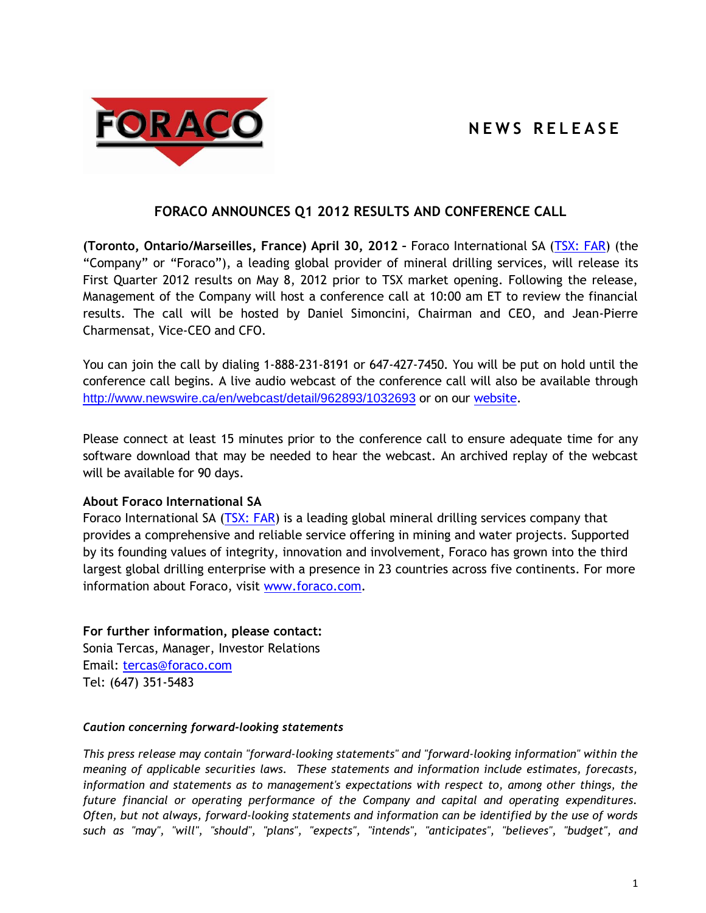NEWS RELEASE

# FORACO ANNOUNCES Q1 2012 RESULTS AND CONFERENCE CALL

**(Toronto, Ontario/Marseilles, France) April 30, 2012 –** Foraco International SA (TSX: FAR) (the "Company" or "Foraco"), a leading global provider of mineral drilling services, will release its First Quarter 2012 results on May 8, 2012 prior to TSX market opening. Following the release, Management of the Company will host a conference call at 10:00 am ET to review the financial results. The call will be hosted by Daniel Simoncini, Chairman and CEO, and Jean-Pierre Charmensat, Vice-CEO and CFO.

You can join the call by dialing 1-888-231-8191 or 647-427-7450. You will be put on hold until the conference call begins. A live audio webcast of the conference call will also be available through http://www.newswire.ca/en/webcast/detail/962893/1032693 or on our website.

Please connect at least 15 minutes prior to the conference call to ensure adequate time for any software download that may be needed to hear the webcast. An archived replay of the webcast will be available for 90 days.

**About Foraco International SA**

Foraco International SA (TSX: FAR) is a leading global mineral drilling services company that provides a comprehensive and reliable service offering in mining and water projects. Supported by its founding values of integrity, innovation and involvement, Foraco has grown into the third largest global drilling enterprise with a presence in 23 countries across five continents. For more information about Foraco, visit www.foraco.com.

**For further information, please contact:**

Sonia Tercas, Manager, Investor Relations
Email: tercas@foraco.com
Tel: (647) 351-5483

***Caution concerning forward-looking statements***

*This press release may contain "forward-looking statements" and "forward-looking information" within the meaning of applicable securities laws. These statements and information include estimates, forecasts, information and statements as to management's expectations with respect to, among other things, the future financial or operating performance of the Company and capital and operating expenditures. Often, but not always, forward-looking statements and information can be identified by the use of words such as "may", "will", "should", "plans", "expects", "intends", "anticipates", "believes", "budget", and*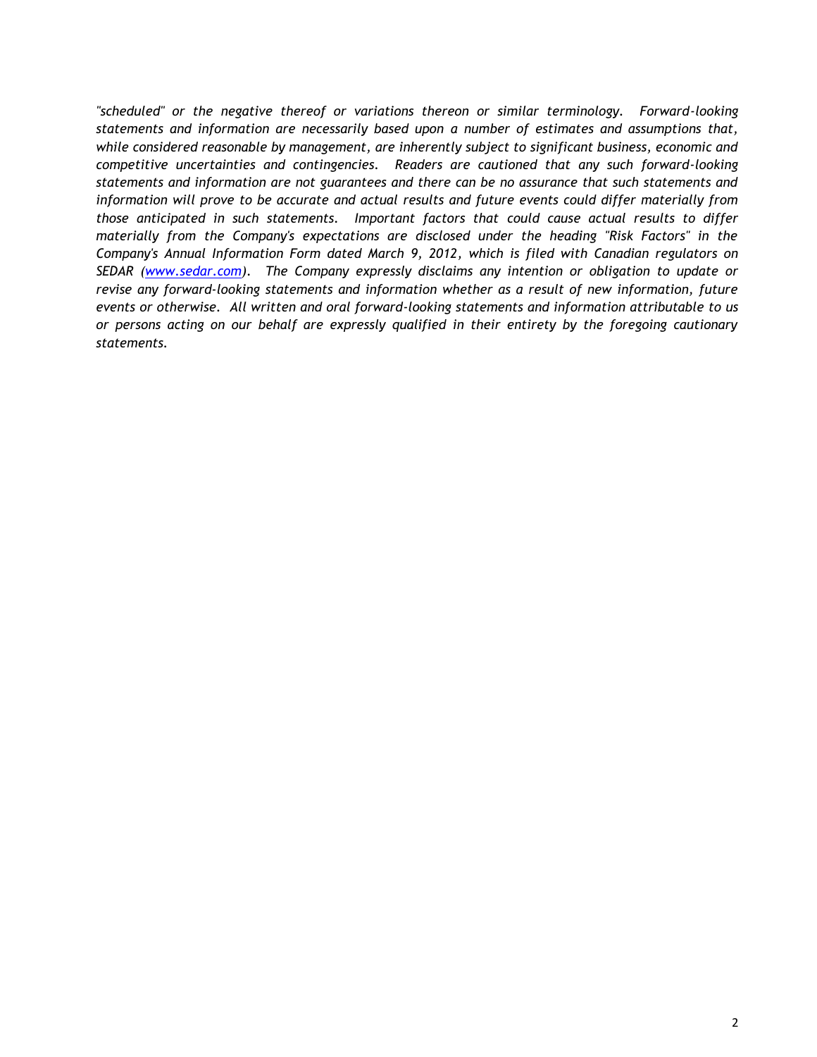*"scheduled" or the negative thereof or variations thereon or similar terminology. Forward-looking statements and information are necessarily based upon a number of estimates and assumptions that, while considered reasonable by management, are inherently subject to significant business, economic and competitive uncertainties and contingencies. Readers are cautioned that any such forward-looking statements and information are not guarantees and there can be no assurance that such statements and information will prove to be accurate and actual results and future events could differ materially from those anticipated in such statements. Important factors that could cause actual results to differ materially from the Company's expectations are disclosed under the heading "Risk Factors" in the Company's Annual Information Form dated March 9, 2012, which is filed with Canadian regulators on SEDAR ([www.sedar.com](http://www.sedar.com)). The Company expressly disclaims any intention or obligation to update or revise any forward-looking statements and information whether as a result of new information, future events or otherwise. All written and oral forward-looking statements and information attributable to us or persons acting on our behalf are expressly qualified in their entirety by the foregoing cautionary statements.*